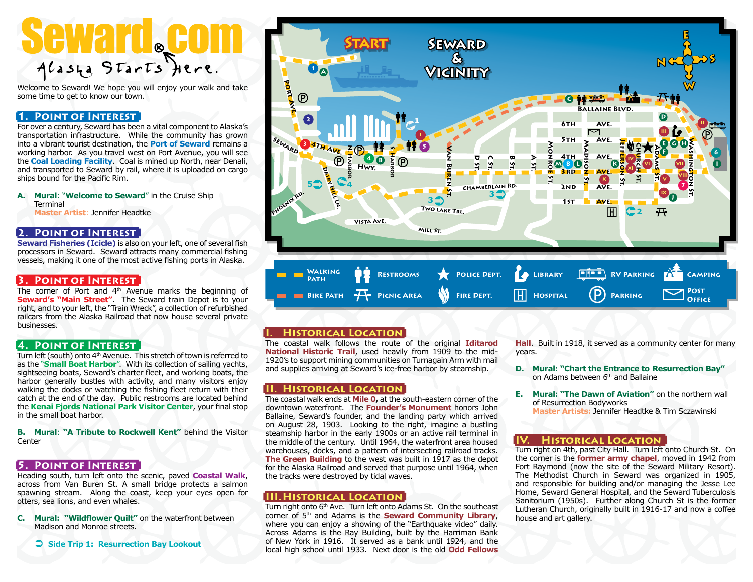# Seward.com

Alaska Starts Here.

Welcome to Seward! We hope you will enjoy your walk and take some time to get to know our town.

## 1. Point of Interest

For over a century, Seward has been a vital component to Alaska's transportation infrastructure. While the community has grown into a vibrant tourist destination, the **Port of Seward** remains a working harbor. As you travel west on Port Avenue, you will see the **Coal Loading Facility**. Coal is mined up North, near Denali, and transported to Seward by rail, where it is uploaded on cargo ships bound for the Pacific Rim.

**A. Mural: "Welcome to Seward"** in the Cruise Ship Terminal
**Master Artist:** Jennifer Headtke

## 2. Point of Interest

**Seward Fisheries (Icicle)** is also on your left, one of several fish processors in Seward. Seward attracts many commercial fishing vessels, making it one of the most active fishing ports in Alaska.

## 3. Point of Interest

The corner of Port and 4th Avenue marks the beginning of **Seward's "Main Street"**. The Seward train Depot is to your right, and to your left, the "Train Wreck", a collection of refurbished railcars from the Alaska Railroad that now house several private businesses.

## 4. Point of Interest

Turn left (south) onto 4th Avenue. This stretch of town is referred to as the **"Small Boat Harbor"**. With its collection of sailing yachts, sightseeing boats, Seward's charter fleet, and working boats, the harbor generally bustles with activity, and many visitors enjoy walking the docks or watching the fishing fleet return with their catch at the end of the day. Public restrooms are located behind the **Kenai Fjords National Park Visitor Center**, your final stop in the small boat harbor.

**B. Mural: "A Tribute to Rockwell Kent"** behind the Visitor Center

## 5. Point of Interest

Heading south, turn left onto the scenic, paved **Coastal Walk**, across from Van Buren St. A small bridge protects a salmon spawning stream. Along the coast, keep your eyes open for otters, sea lions, and even whales.

**C. Mural: "Wildflower Quilt"** on the waterfront between Madison and Monroe streets.

**Side Trip 1: Resurrection Bay Lookout**

## Seward & Vicinity

START

Legend: Walking Path · Bike Path · Restrooms · Picnic Area · Police Dept. · Fire Dept. · Library · Hospital · RV Parking · Parking · Camping · Post Office

## I. Historical Location

The coastal walk follows the route of the original **Iditarod National Historic Trail**, used heavily from 1909 to the mid-1920's to support mining communities on Turnagain Arm with mail and supplies arriving at Seward's ice-free harbor by steamship.

## II. Historical Location

The coastal walk ends at **Mile 0,** at the south-eastern corner of the downtown waterfront. The **Founder's Monument** honors John Ballaine, Seward's founder, and the landing party which arrived on August 28, 1903. Looking to the right, imagine a bustling steamship harbor in the early 1900s or an active rail terminal in the middle of the century. Until 1964, the waterfront area housed warehouses, docks, and a pattern of intersecting railroad tracks. **The Green Building** to the west was built in 1917 as the depot for the Alaska Railroad and served that purpose until 1964, when the tracks were destroyed by tidal waves.

## III. Historical Location

Turn right onto 6th Ave. Turn left onto Adams St. On the southeast corner of 5th and Adams is the **Seward Community Library**, where you can enjoy a showing of the "Earthquake video" daily. Across Adams is the Ray Building, built by the Harriman Bank of New York in 1916. It served as a bank until 1924, and the local high school until 1933. Next door is the old **Odd Fellows Hall**. Built in 1918, it served as a community center for many years.

**D. Mural: "Chart the Entrance to Resurrection Bay"** on Adams between 6th and Ballaine

**E. Mural: "The Dawn of Aviation"** on the northern wall of Resurrection Bodyworks
**Master Artists:** Jennifer Headtke & Tim Sczawinski

## IV. Historical Location

Turn right on 4th, past City Hall. Turn left onto Church St. On the corner is the **former army chapel**, moved in 1942 from Fort Raymond (now the site of the Seward Military Resort). The Methodist Church in Seward was organized in 1905, and responsible for building and/or managing the Jesse Lee Home, Seward General Hospital, and the Seward Tuberculosis Sanitorium (1950s). Further along Church St is the former Lutheran Church, originally built in 1916-17 and now a coffee house and art gallery.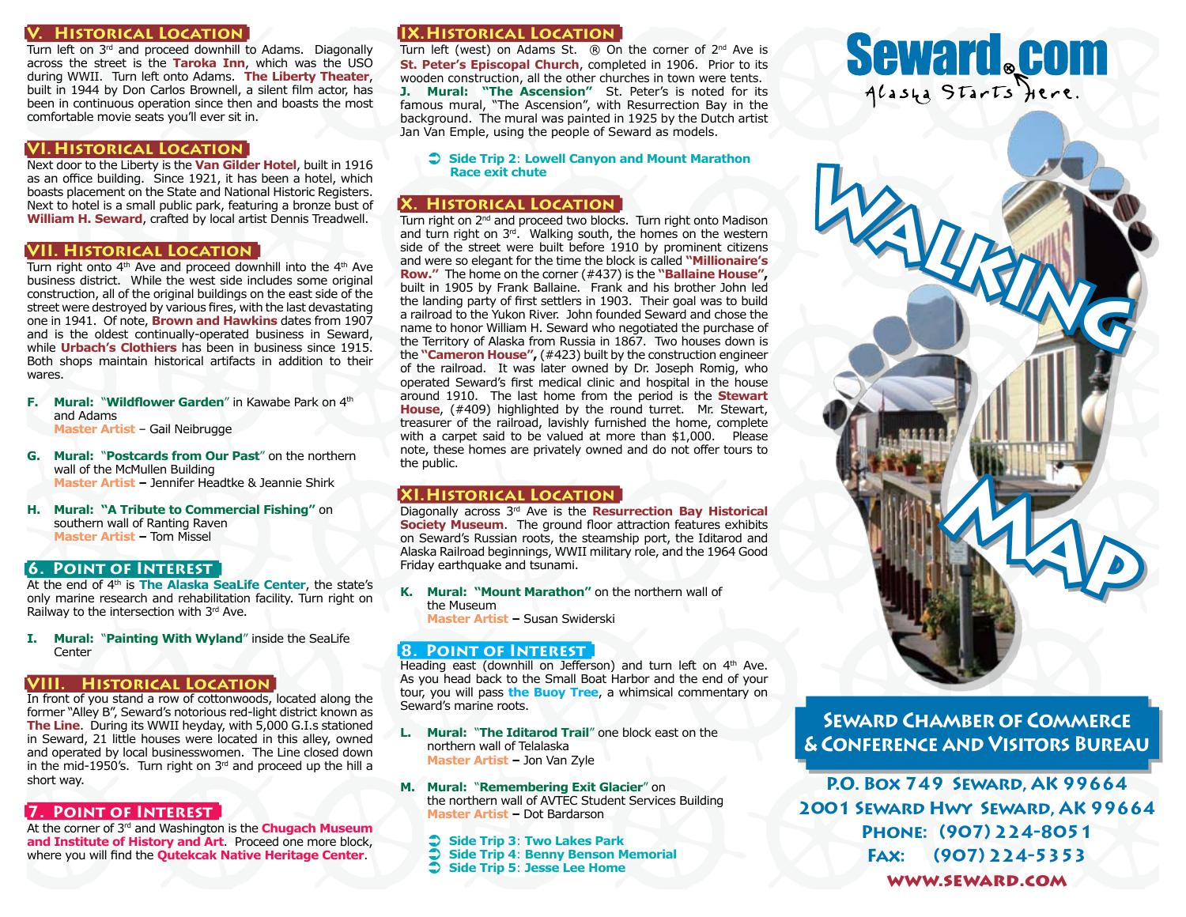## V. Historical Location

Turn left on 3rd and proceed downhill to Adams. Diagonally across the street is the **Taroka Inn**, which was the USO during WWII. Turn left onto Adams. **The Liberty Theater**, built in 1944 by Don Carlos Brownell, a silent film actor, has been in continuous operation since then and boasts the most comfortable movie seats you'll ever sit in.

## VI. Historical Location

Next door to the Liberty is the **Van Gilder Hotel**, built in 1916 as an office building. Since 1921, it has been a hotel, which boasts placement on the State and National Historic Registers. Next to hotel is a small public park, featuring a bronze bust of **William H. Seward**, crafted by local artist Dennis Treadwell.

## VII. Historical Location

Turn right onto 4th Ave and proceed downhill into the 4th Ave business district. While the west side includes some original construction, all of the original buildings on the east side of the street were destroyed by various fires, with the last devastating one in 1941. Of note, **Brown and Hawkins** dates from 1907 and is the oldest continually-operated business in Seward, while **Urbach's Clothiers** has been in business since 1915. Both shops maintain historical artifacts in addition to their wares.

**F. Mural: "Wildflower Garden"** in Kawabe Park on 4th and Adams
**Master Artist** – Gail Neibrugge

**G. Mural: "Postcards from Our Past"** on the northern wall of the McMullen Building
**Master Artist** – Jennifer Headtke & Jeannie Shirk

**H. Mural: "A Tribute to Commercial Fishing"** on southern wall of Ranting Raven
**Master Artist** – Tom Missel

## 6. Point of Interest

At the end of 4th is **The Alaska SeaLife Center**, the state's only marine research and rehabilitation facility. Turn right on Railway to the intersection with 3rd Ave.

**I. Mural: "Painting With Wyland"** inside the SeaLife Center

## VIII. Historical Location

In front of you stand a row of cottonwoods, located along the former "Alley B", Seward's notorious red-light district known as **The Line**. During its WWII heyday, with 5,000 G.I.s stationed in Seward, 21 little houses were located in this alley, owned and operated by local businesswomen. The Line closed down in the mid-1950's. Turn right on 3rd and proceed up the hill a short way.

## 7. Point of Interest

At the corner of 3rd and Washington is the **Chugach Museum and Institute of History and Art**. Proceed one more block, where you will find the **Qutekcak Native Heritage Center**.

## IX. Historical Location

Turn left (west) on Adams St. ® On the corner of 2nd Ave is **St. Peter's Episcopal Church**, completed in 1906. Prior to its wooden construction, all the other churches in town were tents.

**J. Mural: "The Ascension"** St. Peter's is noted for its famous mural, "The Ascension", with Resurrection Bay in the background. The mural was painted in 1925 by the Dutch artist Jan Van Emple, using the people of Seward as models.

➲ **Side Trip 2: Lowell Canyon and Mount Marathon Race exit chute**

## X. Historical Location

Turn right on 2nd and proceed two blocks. Turn right onto Madison and turn right on 3rd. Walking south, the homes on the western side of the street were built before 1910 by prominent citizens and were so elegant for the time the block is called **"Millionaire's Row."** The home on the corner (#437) is the **"Ballaine House"**, built in 1905 by Frank Ballaine. Frank and his brother John led the landing party of first settlers in 1903. Their goal was to build a railroad to the Yukon River. John founded Seward and chose the name to honor William H. Seward who negotiated the purchase of the Territory of Alaska from Russia in 1867. Two houses down is the **"Cameron House"**, (#423) built by the construction engineer of the railroad. It was later owned by Dr. Joseph Romig, who operated Seward's first medical clinic and hospital in the house around 1910. The last home from the period is the **Stewart House**, (#409) highlighted by the round turret. Mr. Stewart, treasurer of the railroad, lavishly furnished the home, complete with a carpet said to be valued at more than $1,000. Please note, these homes are privately owned and do not offer tours to the public.

## XI. Historical Location

Diagonally across 3rd Ave is the **Resurrection Bay Historical Society Museum**. The ground floor attraction features exhibits on Seward's Russian roots, the steamship port, the Iditarod and Alaska Railroad beginnings, WWII military role, and the 1964 Good Friday earthquake and tsunami.

**K. Mural: "Mount Marathon"** on the northern wall of the Museum
**Master Artist** – Susan Swiderski

## 8. Point of Interest

Heading east (downhill on Jefferson) and turn left on 4th Ave. As you head back to the Small Boat Harbor and the end of your tour, you will pass **the Buoy Tree**, a whimsical commentary on Seward's marine roots.

**L. Mural: "The Iditarod Trail"** one block east on the northern wall of Telalaska
**Master Artist** – Jon Van Zyle

**M. Mural: "Remembering Exit Glacier"** on the northern wall of AVTEC Student Services Building
**Master Artist** – Dot Bardarson

➲ **Side Trip 3: Two Lakes Park**
➲ **Side Trip 4: Benny Benson Memorial**
➲ **Side Trip 5: Jesse Lee Home**

# Seward.com

Alaska Starts Here.

# Walking Map

## Seward Chamber of Commerce & Conference and Visitors Bureau

P.O. Box 749 Seward, AK 99664
2001 Seward Hwy Seward, AK 99664
Phone: (907) 224-8051
Fax: (907) 224-5353
www.seward.com